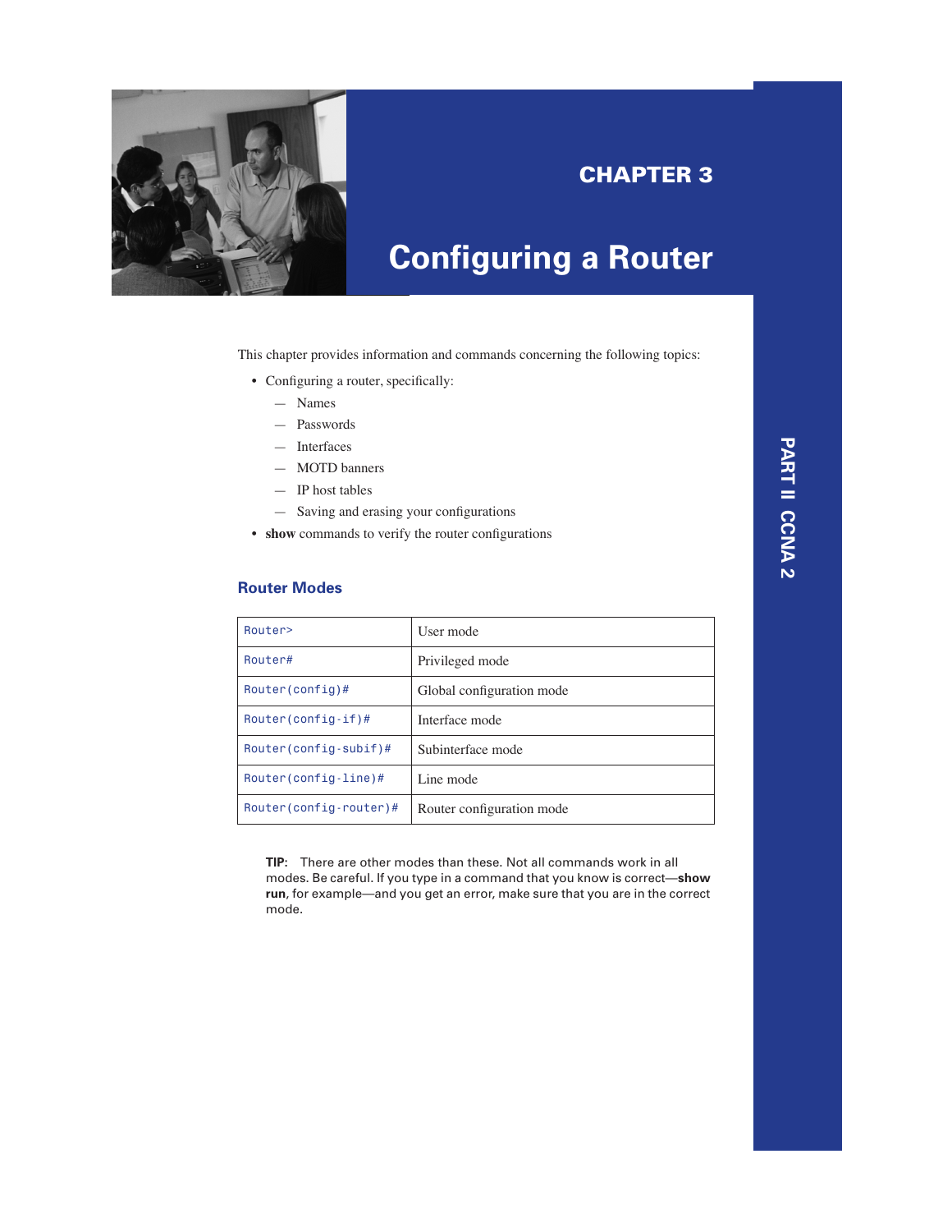# CHAPTER 3

# Configuring a Router

This chapter provides information and commands concerning the following topics:

- Configuring a router, specifically:
  - Names
  - Passwords
  - Interfaces
  - MOTD banners
  - IP host tables
  - Saving and erasing your configurations
- **show** commands to verify the router configurations

## Router Modes

| | |
|---|---|
| `Router>` | User mode |
| `Router#` | Privileged mode |
| `Router(config)#` | Global configuration mode |
| `Router(config-if)#` | Interface mode |
| `Router(config-subif)#` | Subinterface mode |
| `Router(config-line)#` | Line mode |
| `Router(config-router)#` | Router configuration mode |

**TIP:** There are other modes than these. Not all commands work in all modes. Be careful. If you type in a command that you know is correct—**show run**, for example—and you get an error, make sure that you are in the correct mode.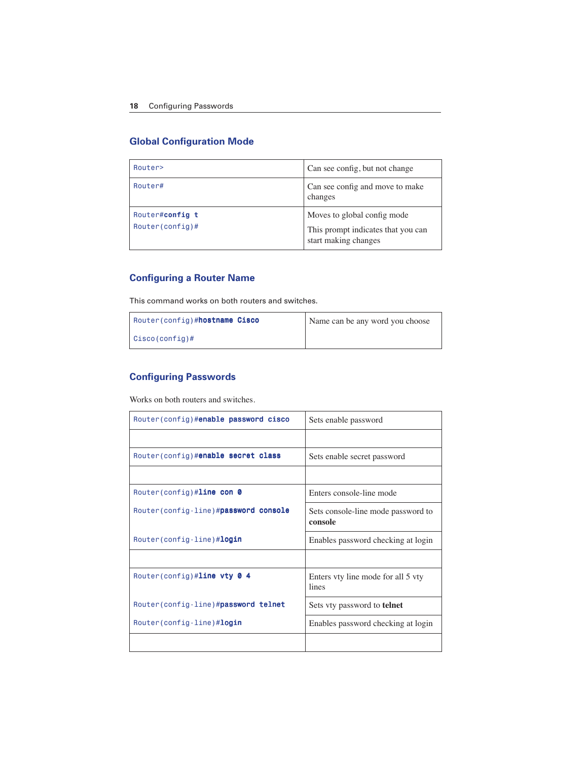## Global Configuration Mode

| | |
|---|---|
| `Router>` | Can see config, but not change |
| `Router#` | Can see config and move to make changes |
| `Router#`**`config t`**<br>`Router(config)#` | Moves to global config mode<br>This prompt indicates that you can start making changes |

## Configuring a Router Name

This command works on both routers and switches.

| | |
|---|---|
| `Router(config)#`**`hostname Cisco`**<br>`Cisco(config)#` | Name can be any word you choose |

## Configuring Passwords

Works on both routers and switches.

| | |
|---|---|
| `Router(config)#`**`enable password cisco`** | Sets enable password |
| | |
| `Router(config)#`**`enable secret class`** | Sets enable secret password |
| | |
| `Router(config)#`**`line con 0`** | Enters console-line mode |
| `Router(config-line)#`**`password console`** | Sets console-line mode password to **console** |
| `Router(config-line)#`**`login`** | Enables password checking at login |
| | |
| `Router(config)#`**`line vty 0 4`** | Enters vty line mode for all 5 vty lines |
| `Router(config-line)#`**`password telnet`** | Sets vty password to **telnet** |
| `Router(config-line)#`**`login`** | Enables password checking at login |
| | |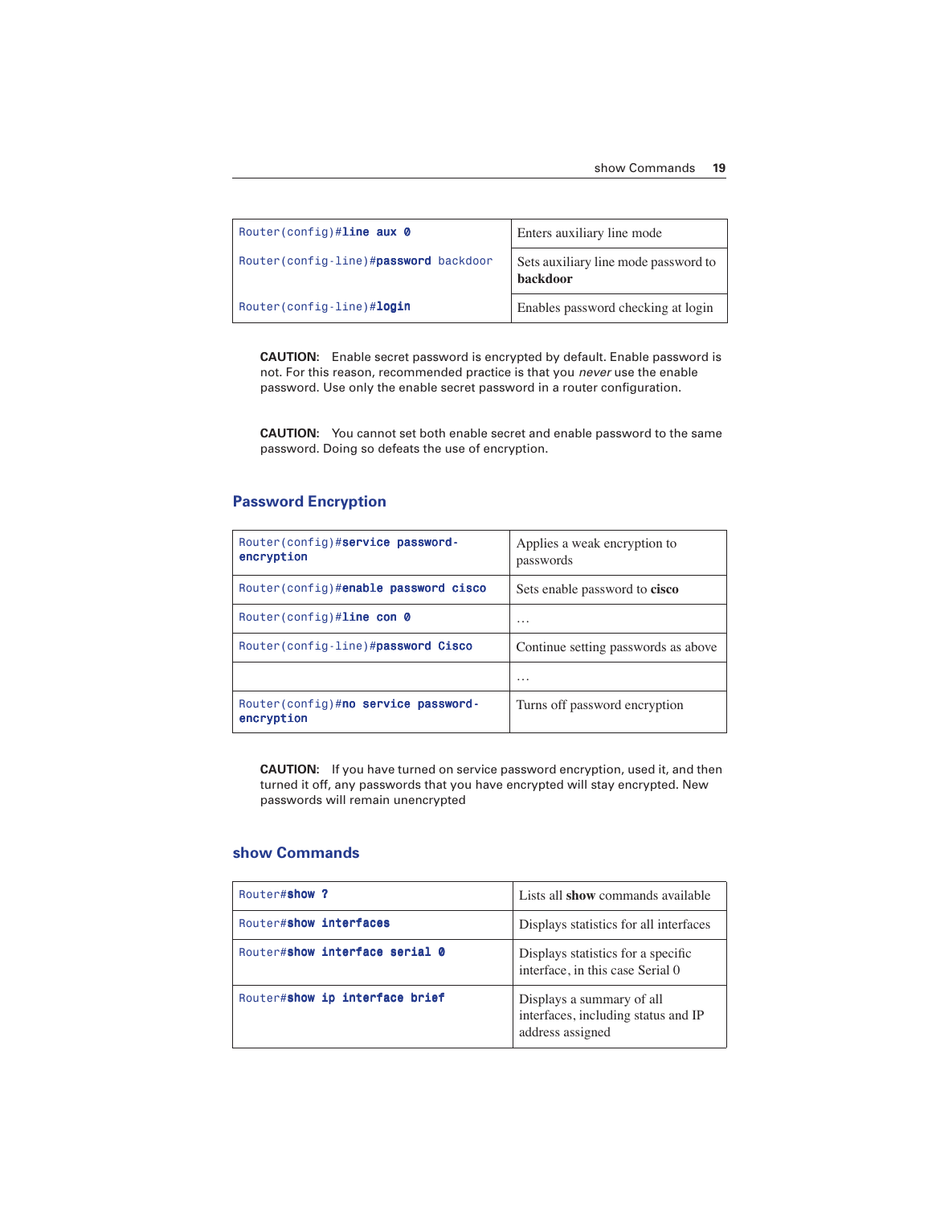| | |
|---|---|
| Router(config)#**line aux 0** | Enters auxiliary line mode |
| Router(config-line)#**password** backdoor | Sets auxiliary line mode password to **backdoor** |
| Router(config-line)#**login** | Enables password checking at login |

**CAUTION:** Enable secret password is encrypted by default. Enable password is not. For this reason, recommended practice is that you *never* use the enable password. Use only the enable secret password in a router configuration.

**CAUTION:** You cannot set both enable secret and enable password to the same password. Doing so defeats the use of encryption.

## Password Encryption

| | |
|---|---|
| Router(config)#**service password-encryption** | Applies a weak encryption to passwords |
| Router(config)#**enable password cisco** | Sets enable password to **cisco** |
| Router(config)#**line con 0** | … |
| Router(config-line)#**password Cisco** | Continue setting passwords as above |
| | … |
| Router(config)#**no service password-encryption** | Turns off password encryption |

**CAUTION:** If you have turned on service password encryption, used it, and then turned it off, any passwords that you have encrypted will stay encrypted. New passwords will remain unencrypted

## show Commands

| | |
|---|---|
| Router#**show ?** | Lists all **show** commands available |
| Router#**show interfaces** | Displays statistics for all interfaces |
| Router#**show interface serial 0** | Displays statistics for a specific interface, in this case Serial 0 |
| Router#**show ip interface brief** | Displays a summary of all interfaces, including status and IP address assigned |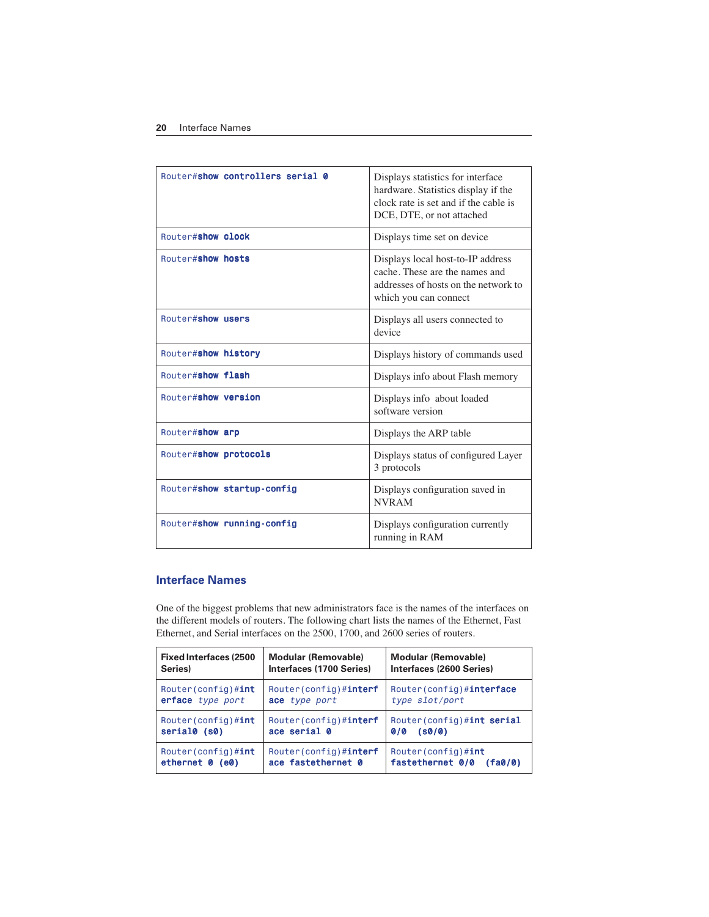| | |
|---|---|
| `Router#show controllers serial 0` | Displays statistics for interface hardware. Statistics display if the clock rate is set and if the cable is DCE, DTE, or not attached |
| `Router#show clock` | Displays time set on device |
| `Router#show hosts` | Displays local host-to-IP address cache. These are the names and addresses of hosts on the network to which you can connect |
| `Router#show users` | Displays all users connected to device |
| `Router#show history` | Displays history of commands used |
| `Router#show flash` | Displays info about Flash memory |
| `Router#show version` | Displays info about loaded software version |
| `Router#show arp` | Displays the ARP table |
| `Router#show protocols` | Displays status of configured Layer 3 protocols |
| `Router#show startup-config` | Displays configuration saved in NVRAM |
| `Router#show running-config` | Displays configuration currently running in RAM |

## Interface Names

One of the biggest problems that new administrators face is the names of the interfaces on the different models of routers. The following chart lists the names of the Ethernet, Fast Ethernet, and Serial interfaces on the 2500, 1700, and 2600 series of routers.

| Fixed Interfaces (2500 Series) | Modular (Removable) Interfaces (1700 Series) | Modular (Removable) Interfaces (2600 Series) |
|---|---|---|
| `Router(config)#interface` *type port* | `Router(config)#interface` *type port* | `Router(config)#interface` *type slot/port* |
| `Router(config)#int serial0 (s0)` | `Router(config)#interface serial 0` | `Router(config)#int serial 0/0 (s0/0)` |
| `Router(config)#int ethernet 0 (e0)` | `Router(config)#interface fastethernet 0` | `Router(config)#int fastethernet 0/0 (fa0/0)` |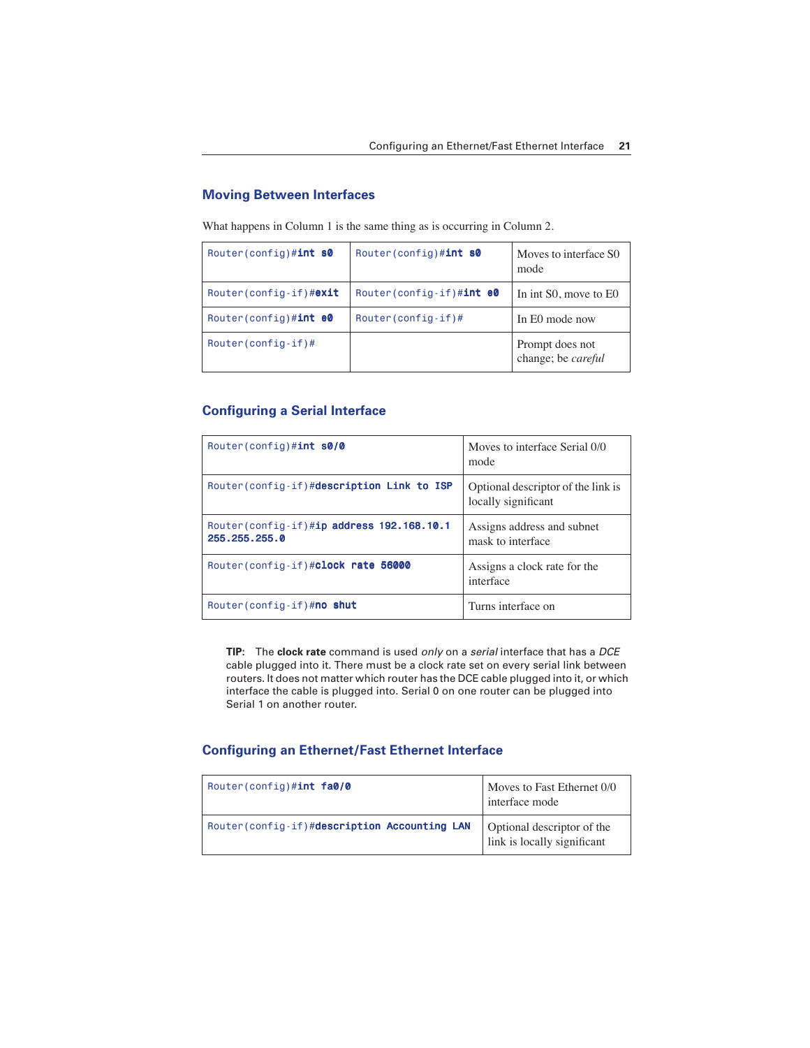## Moving Between Interfaces

What happens in Column 1 is the same thing as is occurring in Column 2.

| | | |
|---|---|---|
| `Router(config)#int s0` | `Router(config)#int s0` | Moves to interface S0 mode |
| `Router(config-if)#exit` | `Router(config-if)#int e0` | In int S0, move to E0 |
| `Router(config)#int e0` | `Router(config-if)#` | In E0 mode now |
| `Router(config-if)#` | | Prompt does not change; be *careful* |

## Configuring a Serial Interface

| | |
|---|---|
| `Router(config)#int s0/0` | Moves to interface Serial 0/0 mode |
| `Router(config-if)#description Link to ISP` | Optional descriptor of the link is locally significant |
| `Router(config-if)#ip address 192.168.10.1 255.255.255.0` | Assigns address and subnet mask to interface |
| `Router(config-if)#clock rate 56000` | Assigns a clock rate for the interface |
| `Router(config-if)#no shut` | Turns interface on |

**TIP:** The **clock rate** command is used *only* on a *serial* interface that has a *DCE* cable plugged into it. There must be a clock rate set on every serial link between routers. It does not matter which router has the DCE cable plugged into it, or which interface the cable is plugged into. Serial 0 on one router can be plugged into Serial 1 on another router.

## Configuring an Ethernet/Fast Ethernet Interface

| | |
|---|---|
| `Router(config)#int fa0/0` | Moves to Fast Ethernet 0/0 interface mode |
| `Router(config-if)#description Accounting LAN` | Optional descriptor of the link is locally significant |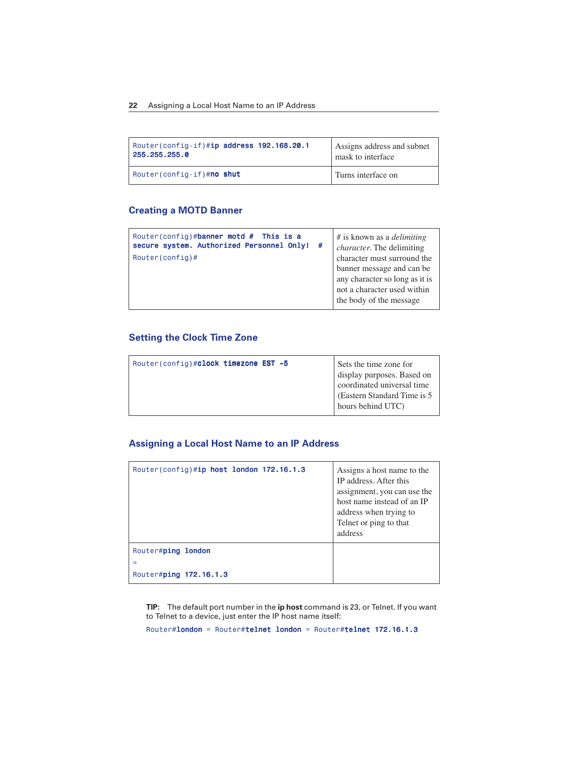| | |
|---|---|
| Router(config-if)#**ip address 192.168.20.1 255.255.255.0** | Assigns address and subnet mask to interface |
| Router(config-if)#**no shut** | Turns interface on |

## Creating a MOTD Banner

| | |
|---|---|
| Router(config)#**banner motd # This is a secure system. Authorized Personnel Only! #** <br> Router(config)# | # is known as a *delimiting character*. The delimiting character must surround the banner message and can be any character so long as it is not a character used within the body of the message |

## Setting the Clock Time Zone

| | |
|---|---|
| Router(config)#**clock timezone EST -5** | Sets the time zone for display purposes. Based on coordinated universal time (Eastern Standard Time is 5 hours behind UTC) |

## Assigning a Local Host Name to an IP Address

| | |
|---|---|
| Router(config)#**ip host london 172.16.1.3** | Assigns a host name to the IP address. After this assignment, you can use the host name instead of an IP address when trying to Telnet or ping to that address |
| Router#**ping london** <br> = <br> Router#**ping 172.16.1.3** | |

**TIP:** The default port number in the **ip host** command is 23, or Telnet. If you want to Telnet to a device, just enter the IP host name itself:

```
Router#london = Router#telnet london = Router#telnet 172.16.1.3
```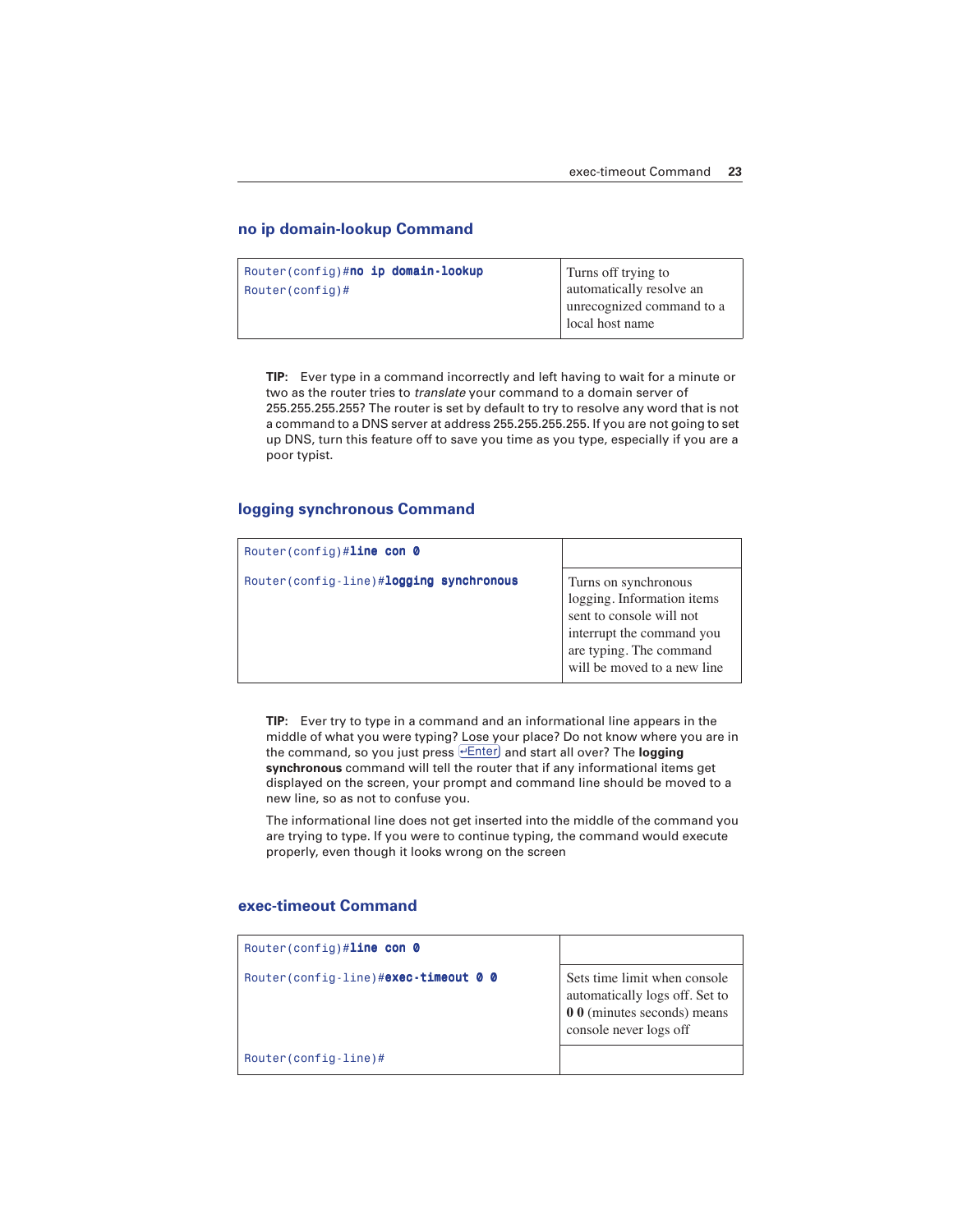## no ip domain-lookup Command

| | |
|---|---|
| Router(config)#**no ip domain-lookup**<br>Router(config)# | Turns off trying to automatically resolve an unrecognized command to a local host name |

**TIP:** Ever type in a command incorrectly and left having to wait for a minute or two as the router tries to *translate* your command to a domain server of 255.255.255.255? The router is set by default to try to resolve any word that is not a command to a DNS server at address 255.255.255.255. If you are not going to set up DNS, turn this feature off to save you time as you type, especially if you are a poor typist.

## logging synchronous Command

| | |
|---|---|
| Router(config)#**line con 0** | |
| Router(config-line)#**logging synchronous** | Turns on synchronous logging. Information items sent to console will not interrupt the command you are typing. The command will be moved to a new line |

**TIP:** Ever try to type in a command and an informational line appears in the middle of what you were typing? Lose your place? Do not know where you are in the command, so you just press Enter and start all over? The **logging synchronous** command will tell the router that if any informational items get displayed on the screen, your prompt and command line should be moved to a new line, so as not to confuse you.

The informational line does not get inserted into the middle of the command you are trying to type. If you were to continue typing, the command would execute properly, even though it looks wrong on the screen

## exec-timeout Command

| | |
|---|---|
| Router(config)#**line con 0** | |
| Router(config-line)#**exec-timeout 0 0** | Sets time limit when console automatically logs off. Set to **0 0** (minutes seconds) means console never logs off |
| Router(config-line)# | |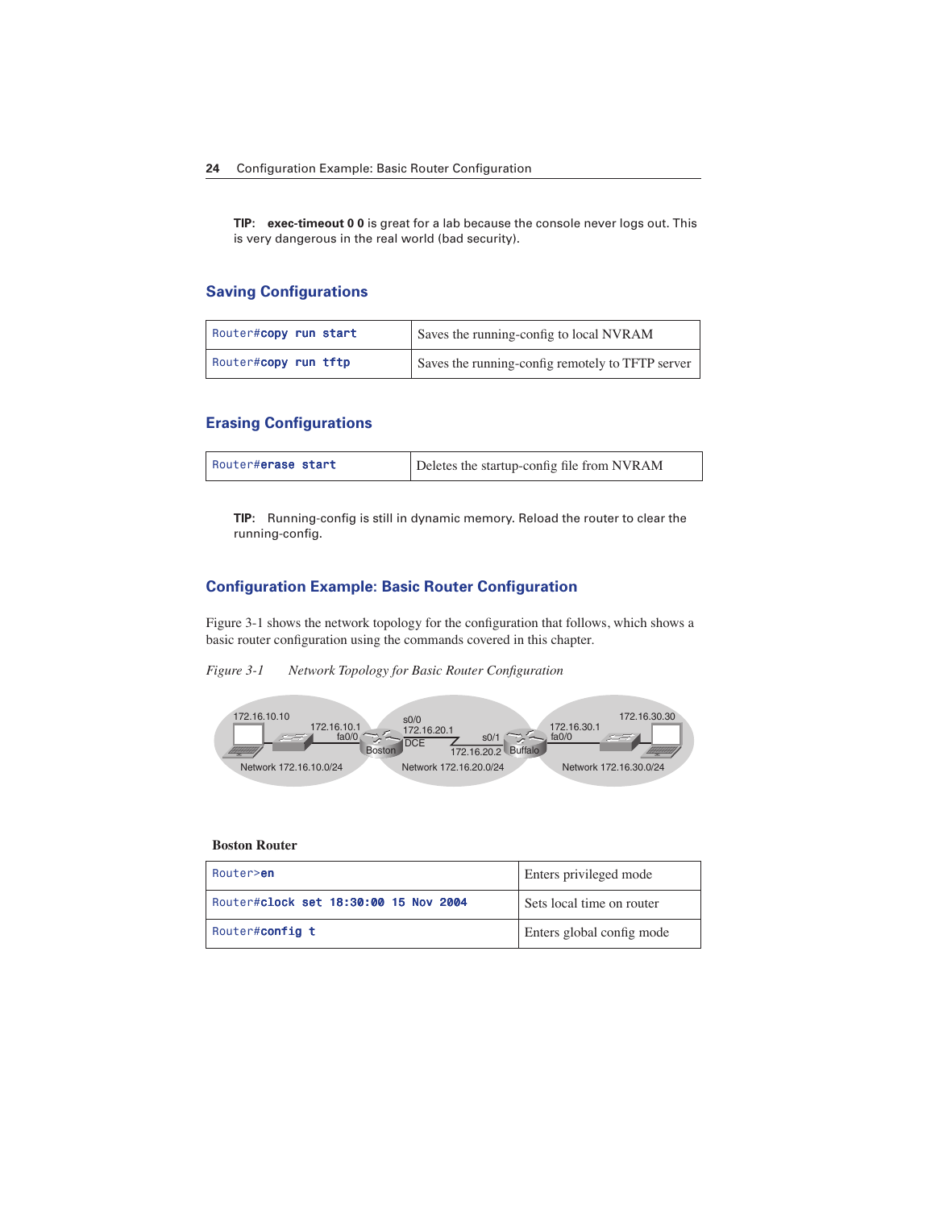**TIP:** **exec-timeout 0 0** is great for a lab because the console never logs out. This is very dangerous in the real world (bad security).

## Saving Configurations

| | |
|---|---|
| Router#**copy run start** | Saves the running-config to local NVRAM |
| Router#**copy run tftp** | Saves the running-config remotely to TFTP server |

## Erasing Configurations

| | |
|---|---|
| Router#**erase start** | Deletes the startup-config file from NVRAM |

**TIP:** Running-config is still in dynamic memory. Reload the router to clear the running-config.

## Configuration Example: Basic Router Configuration

Figure 3-1 shows the network topology for the configuration that follows, which shows a basic router configuration using the commands covered in this chapter.

*Figure 3-1 Network Topology for Basic Router Configuration*

172.16.10.10 — 172.16.10.1 fa0/0 — Boston — s0/0 172.16.20.1 DCE — s0/1 172.16.20.2 — Buffalo — 172.16.30.1 fa0/0 — 172.16.30.30

Network 172.16.10.0/24 — Network 172.16.20.0/24 — Network 172.16.30.0/24

**Boston Router**

| | |
|---|---|
| Router>**en** | Enters privileged mode |
| Router#**clock set 18:30:00 15 Nov 2004** | Sets local time on router |
| Router#**config t** | Enters global config mode |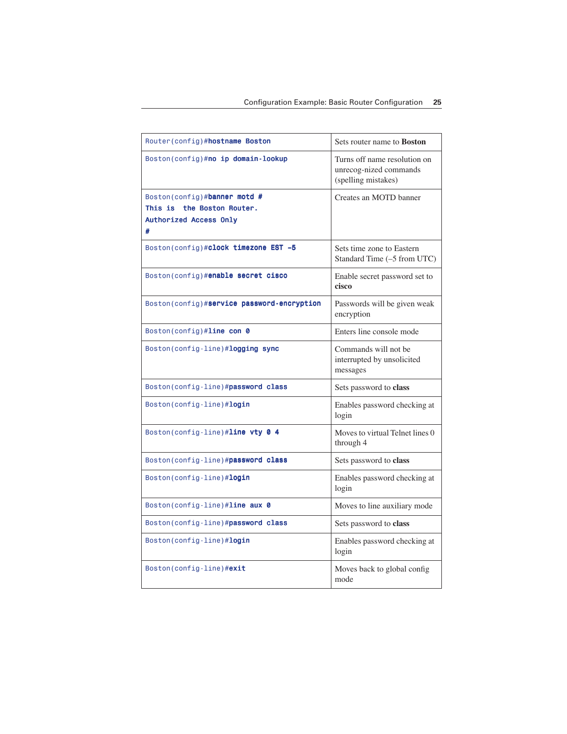| | |
|---|---|
| Router(config)#**hostname Boston** | Sets router name to **Boston** |
| Boston(config)#**no ip domain-lookup** | Turns off name resolution on unrecog-nized commands (spelling mistakes) |
| Boston(config)#**banner motd #**<br>**This is  the Boston Router.**<br>**Authorized Access Only**<br>**#** | Creates an MOTD banner |
| Boston(config)#**clock timezone EST -5** | Sets time zone to Eastern Standard Time (–5 from UTC) |
| Boston(config)#**enable secret cisco** | Enable secret password set to **cisco** |
| Boston(config)#**service password-encryption** | Passwords will be given weak encryption |
| Boston(config)#**line con 0** | Enters line console mode |
| Boston(config-line)#**logging sync** | Commands will not be interrupted by unsolicited messages |
| Boston(config-line)#**password class** | Sets password to **class** |
| Boston(config-line)#**login** | Enables password checking at login |
| Boston(config-line)#**line vty 0 4** | Moves to virtual Telnet lines 0 through 4 |
| Boston(config-line)#**password class** | Sets password to **class** |
| Boston(config-line)#**login** | Enables password checking at login |
| Boston(config-line)#**line aux 0** | Moves to line auxiliary mode |
| Boston(config-line)#**password class** | Sets password to **class** |
| Boston(config-line)#**login** | Enables password checking at login |
| Boston(config-line)#**exit** | Moves back to global config mode |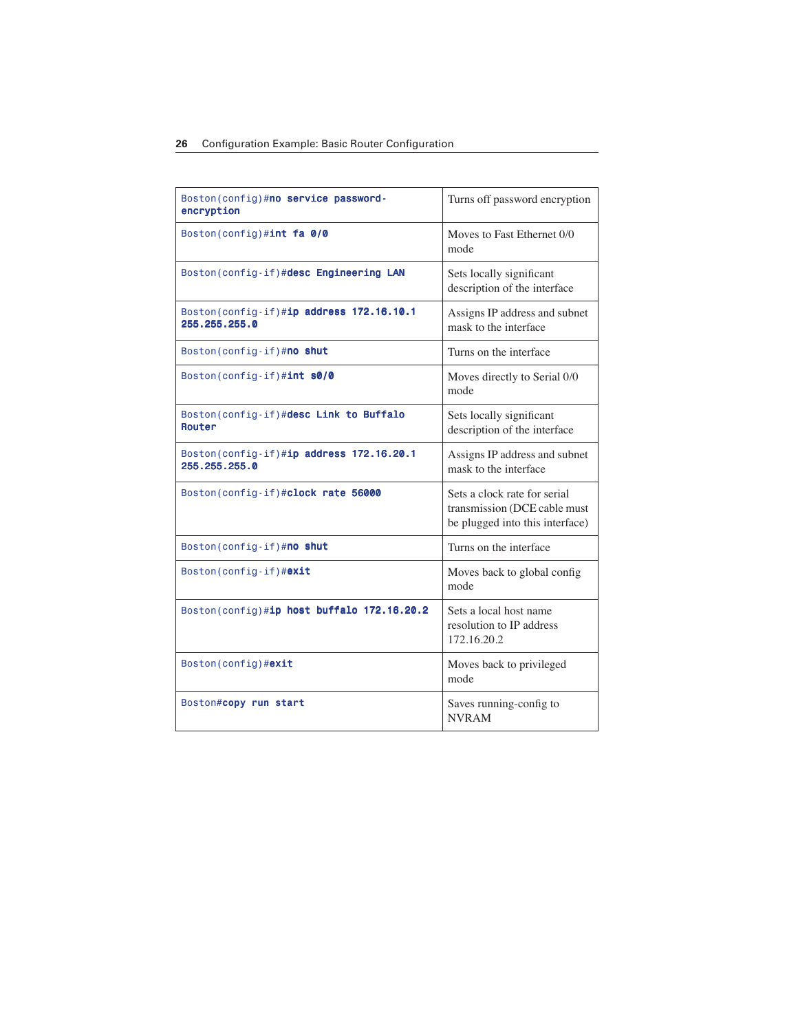| | |
|---|---|
| Boston(config)#**no service password-encryption** | Turns off password encryption |
| Boston(config)#**int fa 0/0** | Moves to Fast Ethernet 0/0 mode |
| Boston(config-if)#**desc Engineering LAN** | Sets locally significant description of the interface |
| Boston(config-if)#**ip address 172.16.10.1 255.255.255.0** | Assigns IP address and subnet mask to the interface |
| Boston(config-if)#**no shut** | Turns on the interface |
| Boston(config-if)#**int s0/0** | Moves directly to Serial 0/0 mode |
| Boston(config-if)#**desc Link to Buffalo Router** | Sets locally significant description of the interface |
| Boston(config-if)#**ip address 172.16.20.1 255.255.255.0** | Assigns IP address and subnet mask to the interface |
| Boston(config-if)#**clock rate 56000** | Sets a clock rate for serial transmission (DCE cable must be plugged into this interface) |
| Boston(config-if)#**no shut** | Turns on the interface |
| Boston(config-if)#**exit** | Moves back to global config mode |
| Boston(config)#**ip host buffalo 172.16.20.2** | Sets a local host name resolution to IP address 172.16.20.2 |
| Boston(config)#**exit** | Moves back to privileged mode |
| Boston#**copy run start** | Saves running-config to NVRAM |